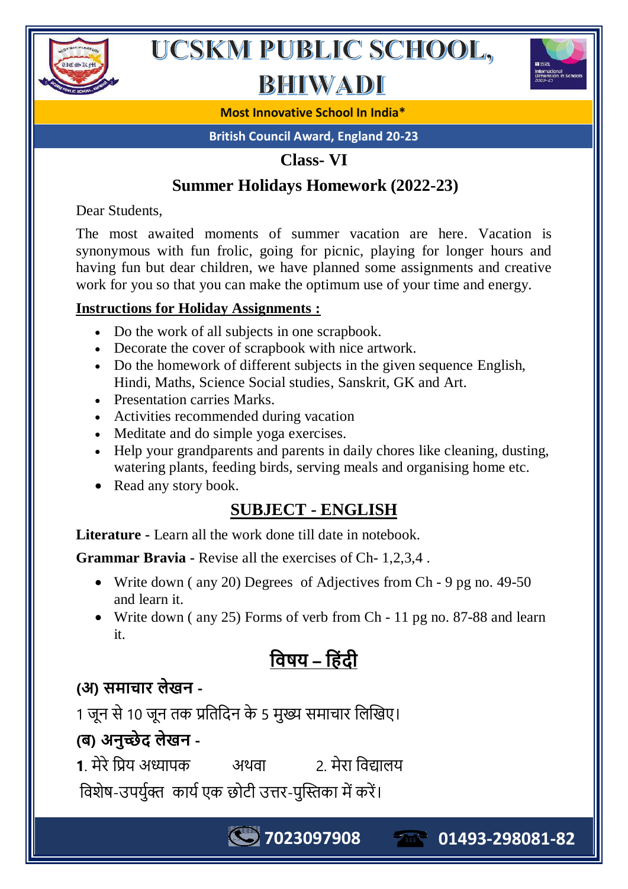# UCSKM PUBLIC SCHOOL, BHIWADI

**Most Innovative School In India***

**British Council Award, England 20-23**

## Class- VI

## Summer Holidays Homework (2022-23)

Dear Students,

The most awaited moments of summer vacation are here. Vacation is synonymous with fun frolic, going for picnic, playing for longer hours and having fun but dear children, we have planned some assignments and creative work for you so that you can make the optimum use of your time and energy.

**Instructions for Holiday Assignments :**

- Do the work of all subjects in one scrapbook.
- Decorate the cover of scrapbook with nice artwork.
- Do the homework of different subjects in the given sequence English, Hindi, Maths, Science Social studies, Sanskrit, GK and Art.
- Presentation carries Marks.
- Activities recommended during vacation
- Meditate and do simple yoga exercises.
- Help your grandparents and parents in daily chores like cleaning, dusting, watering plants, feeding birds, serving meals and organising home etc.
- Read any story book.

## SUBJECT - ENGLISH

**Literature** - Learn all the work done till date in notebook.

**Grammar Bravia** - Revise all the exercises of Ch- 1,2,3,4 .

- Write down ( any 20) Degrees of Adjectives from Ch - 9 pg no. 49-50 and learn it.
- Write down ( any 25) Forms of verb from Ch - 11 pg no. 87-88 and learn it.

## विषय – हिंदी

**(अ) समाचार लेखन -**

1 जून से 10 जून तक प्रतिदिन के 5 मुख्य समाचार लिखिए।

**(ब) अनुच्छेद लेखन -**

**1**. मेरे प्रिय अध्यापक अथवा 2. मेरा विद्यालय

विशेष-उपर्युक्त कार्य एक छोटी उत्तर-पुस्तिका में करें।

7023097908 01493-298081-82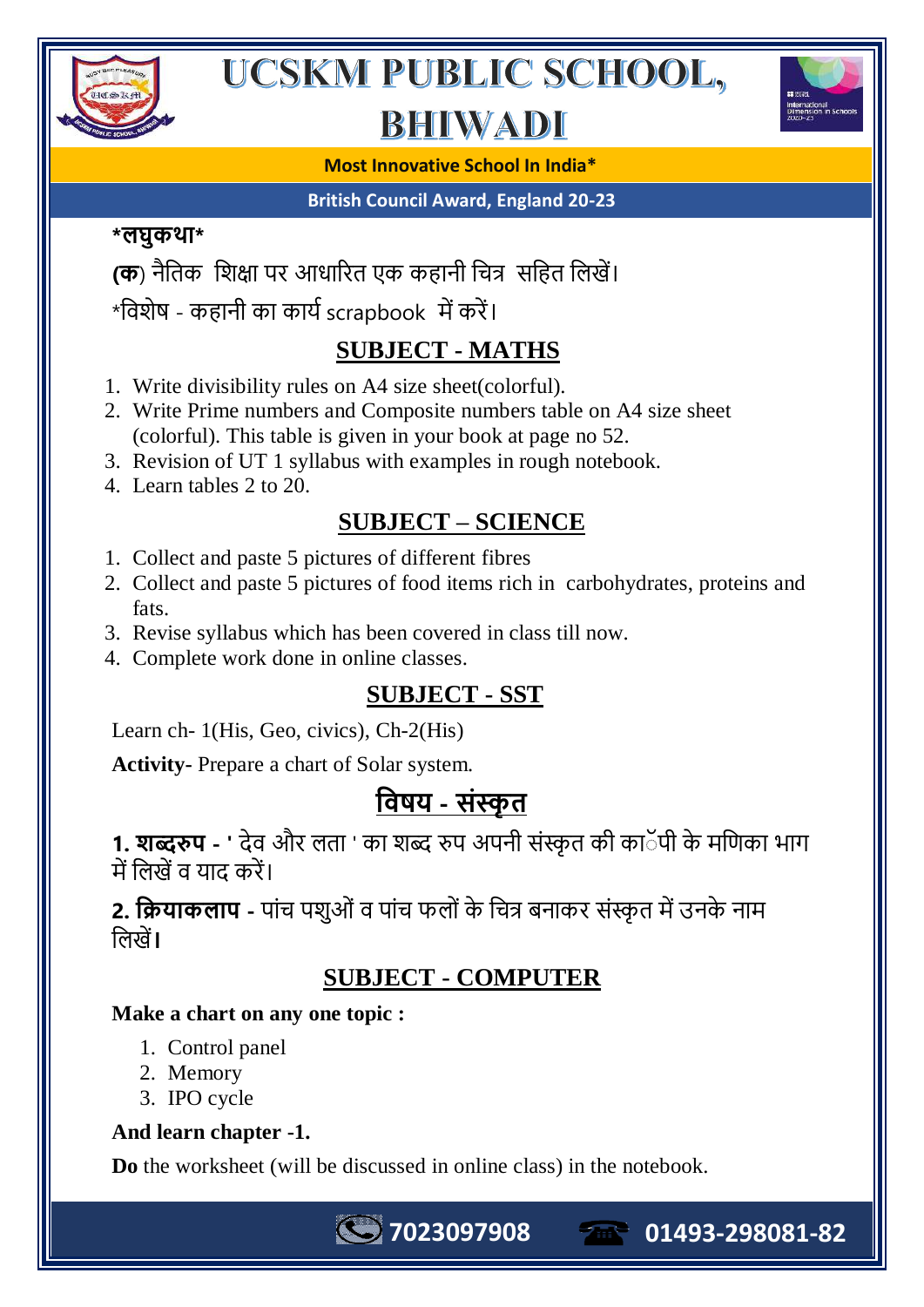*लघुकथा*

**(क)** नैतिक शिक्षा पर आधारित एक कहानी चित्र सहित लिखें।

*विशेष - कहानी का कार्य scrapbook में करें।

## SUBJECT - MATHS

1. Write divisibility rules on A4 size sheet(colorful).
2. Write Prime numbers and Composite numbers table on A4 size sheet (colorful). This table is given in your book at page no 52.
3. Revision of UT 1 syllabus with examples in rough notebook.
4. Learn tables 2 to 20.

## SUBJECT – SCIENCE

1. Collect and paste 5 pictures of different fibres
2. Collect and paste 5 pictures of food items rich in carbohydrates, proteins and fats.
3. Revise syllabus which has been covered in class till now.
4. Complete work done in online classes.

## SUBJECT - SST

Learn ch- 1(His, Geo, civics), Ch-2(His)

**Activity**- Prepare a chart of Solar system.

## विषय - संस्कृत

**1. शब्दरुप -** ' देव और लता ' का शब्द रुप अपनी संस्कृत की कॉपी के मणिका भाग में लिखें व याद करें।

**2. क्रियाकलाप -** पांच पशुओं व पांच फलों के चित्र बनाकर संस्कृत में उनके नाम लिखें।

## SUBJECT - COMPUTER

**Make a chart on any one topic :**

1. Control panel
2. Memory
3. IPO cycle

**And learn chapter -1.**

**Do** the worksheet (will be discussed in online class) in the notebook.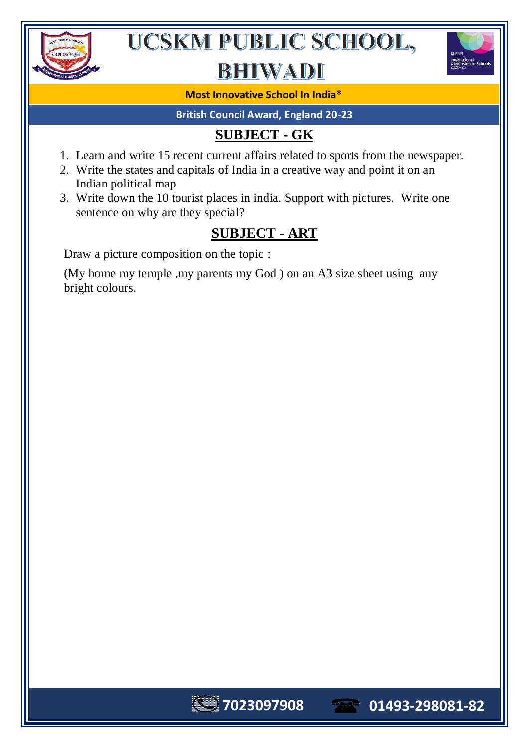# UCSKM PUBLIC SCHOOL, BHIWADI

**Most Innovative School In India***

**British Council Award, England 20-23**

## SUBJECT - GK

1. Learn and write 15 recent current affairs related to sports from the newspaper.
2. Write the states and capitals of India in a creative way and point it on an Indian political map
3. Write down the 10 tourist places in india. Support with pictures. Write one sentence on why are they special?

## SUBJECT - ART

Draw a picture composition on the topic :

(My home my temple ,my parents my God ) on an A3 size sheet using any bright colours.

7023097908 01493-298081-82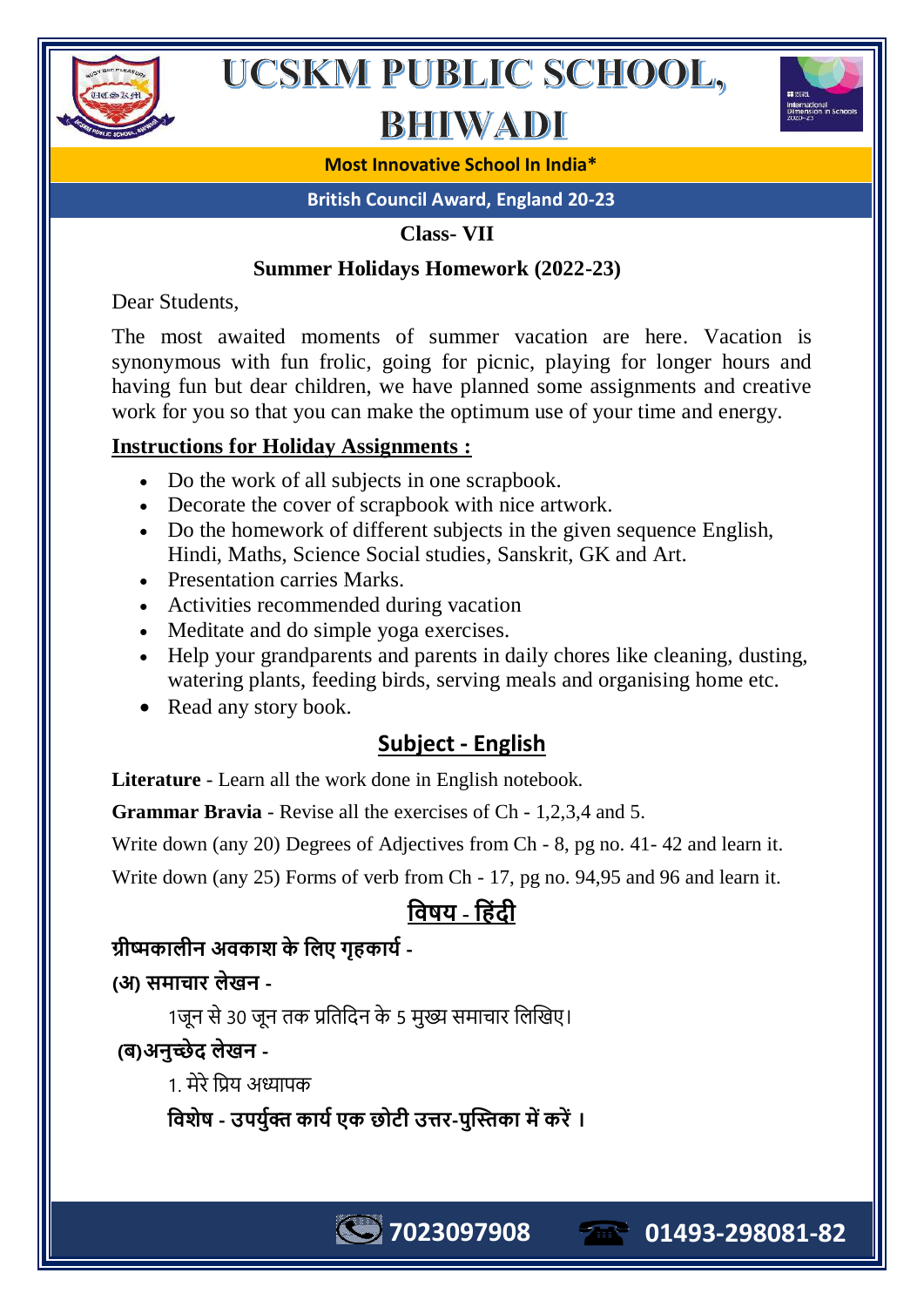# UCSKM PUBLIC SCHOOL, BHIWADI

**Most Innovative School In India***

**British Council Award, England 20-23**

**Class- VII**

**Summer Holidays Homework (2022-23)**

Dear Students,

The most awaited moments of summer vacation are here. Vacation is synonymous with fun frolic, going for picnic, playing for longer hours and having fun but dear children, we have planned some assignments and creative work for you so that you can make the optimum use of your time and energy.

**Instructions for Holiday Assignments :**

- Do the work of all subjects in one scrapbook.
- Decorate the cover of scrapbook with nice artwork.
- Do the homework of different subjects in the given sequence English, Hindi, Maths, Science Social studies, Sanskrit, GK and Art.
- Presentation carries Marks.
- Activities recommended during vacation
- Meditate and do simple yoga exercises.
- Help your grandparents and parents in daily chores like cleaning, dusting, watering plants, feeding birds, serving meals and organising home etc.
- Read any story book.

## Subject - English

**Literature** - Learn all the work done in English notebook.

**Grammar Bravia** - Revise all the exercises of Ch - 1,2,3,4 and 5.

Write down (any 20) Degrees of Adjectives from Ch - 8, pg no. 41- 42 and learn it.

Write down (any 25) Forms of verb from Ch - 17, pg no. 94,95 and 96 and learn it.

## विषय - हिंदी

**ग्रीष्मकालीन अवकाश के लिए गृहकार्य -**

**(अ) समाचार लेखन -**

1जून से 30 जून तक प्रतिदिन के 5 मुख्य समाचार लिखिए।

**(ब)अनुच्छेद लेखन -**

1. मेरे प्रिय अध्यापक

**विशेष - उपर्युक्त कार्य एक छोटी उत्तर-पुस्तिका में करें ।**

7023097908 01493-298081-82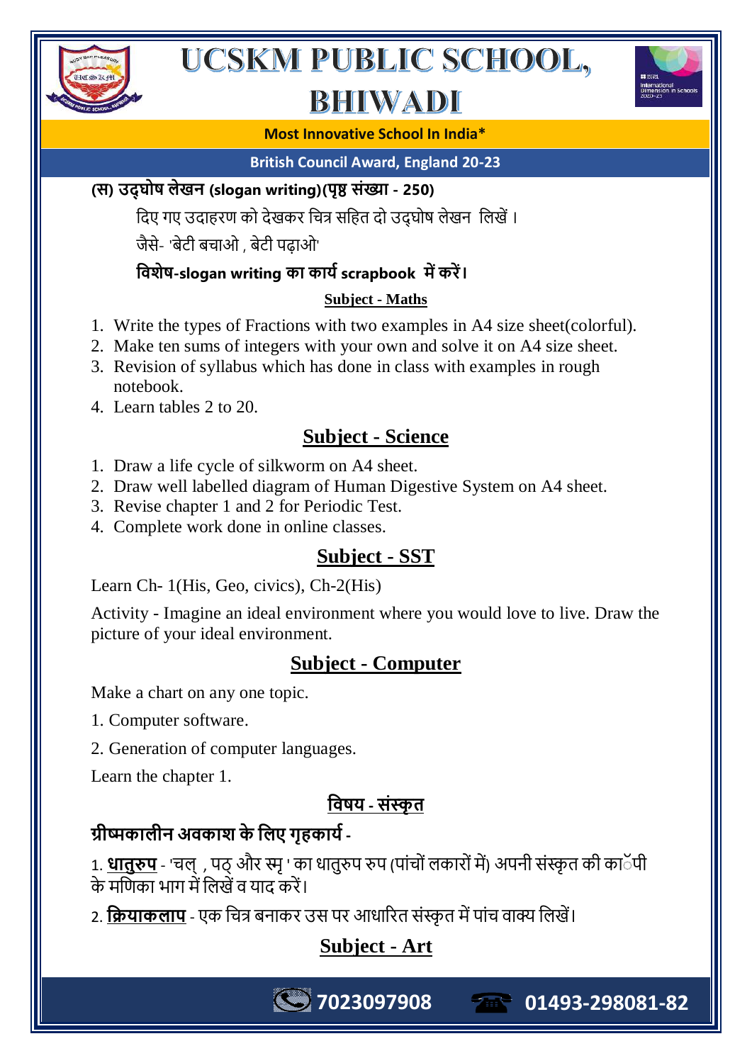**(स) उद्घोष लेखन (slogan writing)(पृष्ठ संख्या - 250)**

दिए गए उदाहरण को देखकर चित्र सहित दो उद्घोष लेखन लिखें।

जैसे- 'बेटी बचाओ , बेटी पढ़ाओ'

**विशेष-slogan writing का कार्य scrapbook में करें।**

## Subject - Maths

1. Write the types of Fractions with two examples in A4 size sheet(colorful).
2. Make ten sums of integers with your own and solve it on A4 size sheet.
3. Revision of syllabus which has done in class with examples in rough notebook.
4. Learn tables 2 to 20.

## Subject - Science

1. Draw a life cycle of silkworm on A4 sheet.
2. Draw well labelled diagram of Human Digestive System on A4 sheet.
3. Revise chapter 1 and 2 for Periodic Test.
4. Complete work done in online classes.

## Subject - SST

Learn Ch- 1(His, Geo, civics), Ch-2(His)

Activity - Imagine an ideal environment where you would love to live. Draw the picture of your ideal environment.

## Subject - Computer

Make a chart on any one topic.

1. Computer software.

2. Generation of computer languages.

Learn the chapter 1.

## विषय - संस्कृत

**ग्रीष्मकालीन अवकाश के लिए गृहकार्य -**

1. **धातुरुप** - 'चल् , पठ् और स्मृ ' का धातुरुप रुप (पांचों लकारों में) अपनी संस्कृत की कॉपी के मणिका भाग में लिखें व याद करें।

2. **क्रियाकलाप** - एक चित्र बनाकर उस पर आधारित संस्कृत में पांच वाक्य लिखें।

## Subject - Art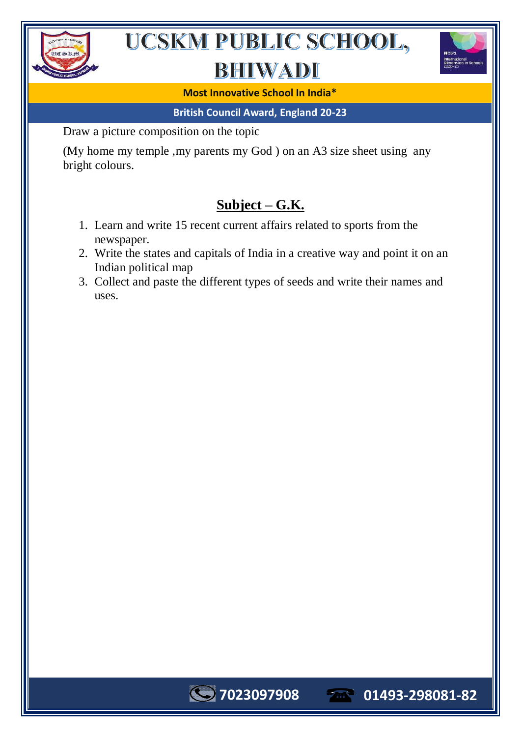Draw a picture composition on the topic

(My home my temple ,my parents my God ) on an A3 size sheet using any bright colours.

## Subject – G.K.

1. Learn and write 15 recent current affairs related to sports from the newspaper.
2. Write the states and capitals of India in a creative way and point it on an Indian political map
3. Collect and paste the different types of seeds and write their names and uses.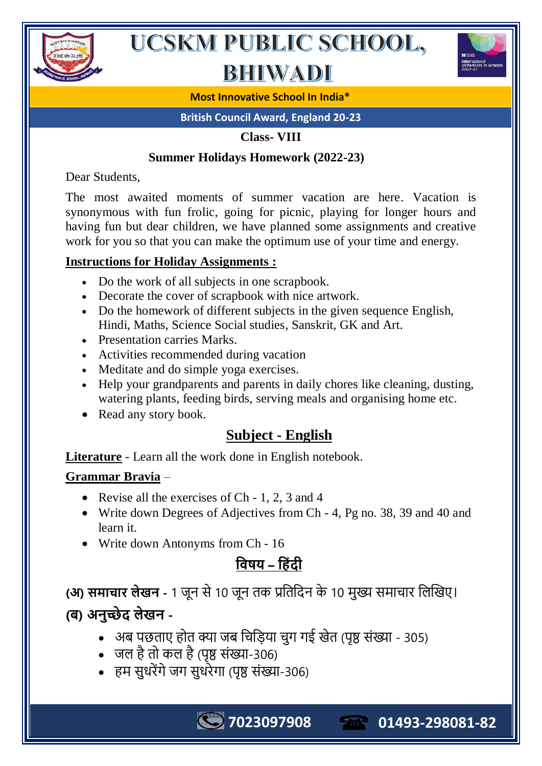# UCSKM PUBLIC SCHOOL, BHIWADI

**Most Innovative School In India***

**British Council Award, England 20-23**

**Class- VIII**

**Summer Holidays Homework (2022-23)**

Dear Students,

The most awaited moments of summer vacation are here. Vacation is synonymous with fun frolic, going for picnic, playing for longer hours and having fun but dear children, we have planned some assignments and creative work for you so that you can make the optimum use of your time and energy.

**Instructions for Holiday Assignments :**

- Do the work of all subjects in one scrapbook.
- Decorate the cover of scrapbook with nice artwork.
- Do the homework of different subjects in the given sequence English, Hindi, Maths, Science Social studies, Sanskrit, GK and Art.
- Presentation carries Marks.
- Activities recommended during vacation
- Meditate and do simple yoga exercises.
- Help your grandparents and parents in daily chores like cleaning, dusting, watering plants, feeding birds, serving meals and organising home etc.
- Read any story book.

## Subject - English

**Literature** - Learn all the work done in English notebook.

**Grammar Bravia** –

- Revise all the exercises of Ch - 1, 2, 3 and 4
- Write down Degrees of Adjectives from Ch - 4, Pg no. 38, 39 and 40 and learn it.
- Write down Antonyms from Ch - 16

## विषय – हिंदी

**(अ) समाचार लेखन** - 1 जून से 10 जून तक प्रतिदिन के 10 मुख्य समाचार लिखिए।

**(ब) अनुच्छेद लेखन -**

- अब पछताए होत क्या जब चिड़िया चुग गई खेत (पृष्ठ संख्या - 305)
- जल है तो कल है (पृष्ठ संख्या-306)
- हम सुधरेंगे जग सुधरेगा (पृष्ठ संख्या-306)

7023097908 01493-298081-82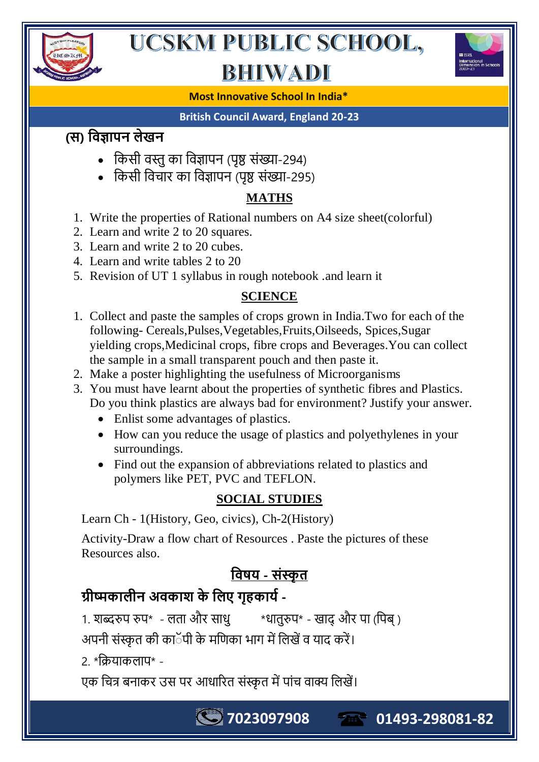### (स) विज्ञापन लेखन

- किसी वस्तु का विज्ञापन (पृष्ठ संख्या-294)
- किसी विचार का विज्ञापन (पृष्ठ संख्या-295)

## MATHS

1. Write the properties of Rational numbers on A4 size sheet(colorful)
2. Learn and write 2 to 20 squares.
3. Learn and write 2 to 20 cubes.
4. Learn and write tables 2 to 20
5. Revision of UT 1 syllabus in rough notebook .and learn it

## SCIENCE

1. Collect and paste the samples of crops grown in India.Two for each of the following- Cereals,Pulses,Vegetables,Fruits,Oilseeds, Spices,Sugar yielding crops,Medicinal crops, fibre crops and Beverages.You can collect the sample in a small transparent pouch and then paste it.
2. Make a poster highlighting the usefulness of Microorganisms
3. You must have learnt about the properties of synthetic fibres and Plastics. Do you think plastics are always bad for environment? Justify your answer.
   - Enlist some advantages of plastics.
   - How can you reduce the usage of plastics and polyethylenes in your surroundings.
   - Find out the expansion of abbreviations related to plastics and polymers like PET, PVC and TEFLON.

## SOCIAL STUDIES

Learn Ch - 1(History, Geo, civics), Ch-2(History)

Activity-Draw a flow chart of Resources . Paste the pictures of these Resources also.

## विषय - संस्कृत

### ग्रीष्मकालीन अवकाश के लिए गृहकार्य -

1. शब्दरुप रुप* - लता और साधु *धातुरुप* - खाद् और पा (पिब् )

अपनी संस्कृत की कॉपी के मणिका भाग में लिखें व याद करें।

2. *क्रियाकलाप* -

एक चित्र बनाकर उस पर आधारित संस्कृत में पांच वाक्य लिखें।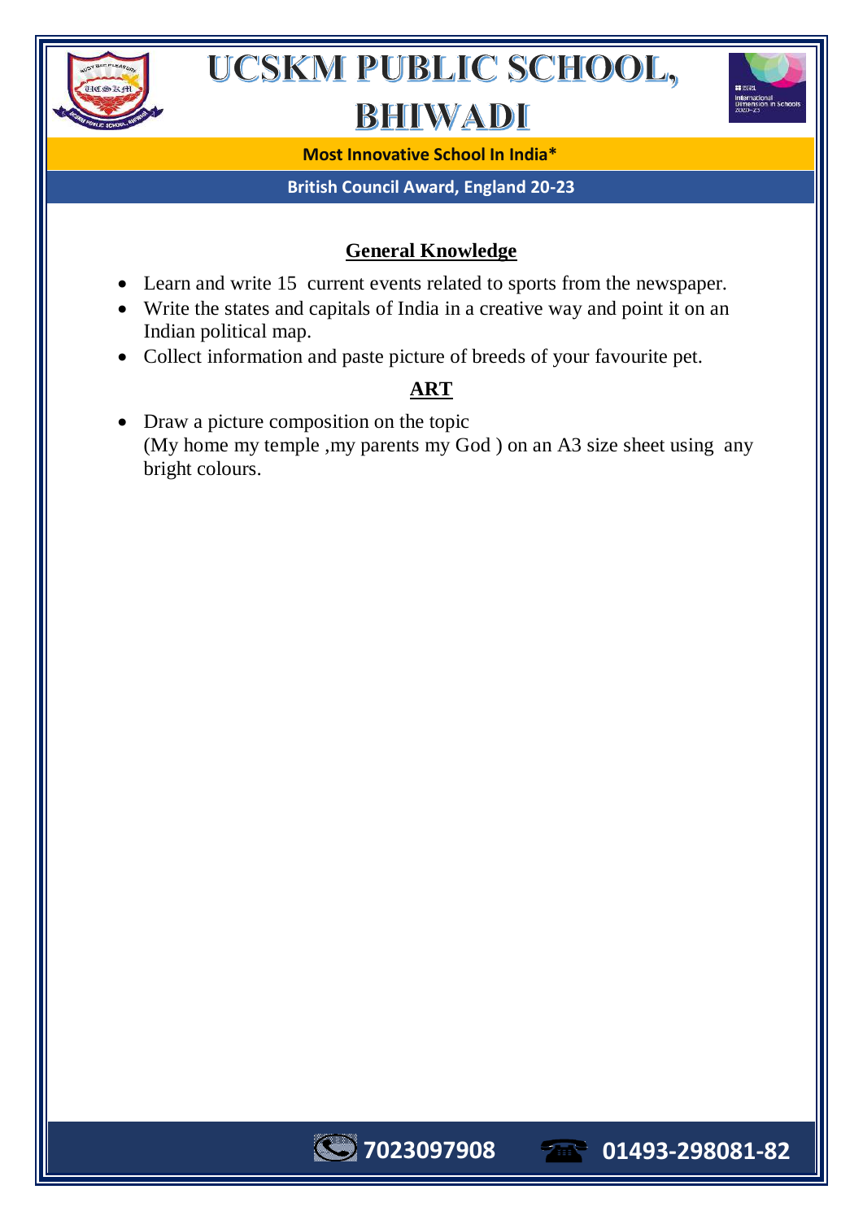# UCSKM PUBLIC SCHOOL, BHIWADI

**Most Innovative School In India***

**British Council Award, England 20-23**

## General Knowledge

- Learn and write 15 current events related to sports from the newspaper.
- Write the states and capitals of India in a creative way and point it on an Indian political map.
- Collect information and paste picture of breeds of your favourite pet.

## ART

- Draw a picture composition on the topic (My home my temple ,my parents my God ) on an A3 size sheet using any bright colours.

7023097908 01493-298081-82